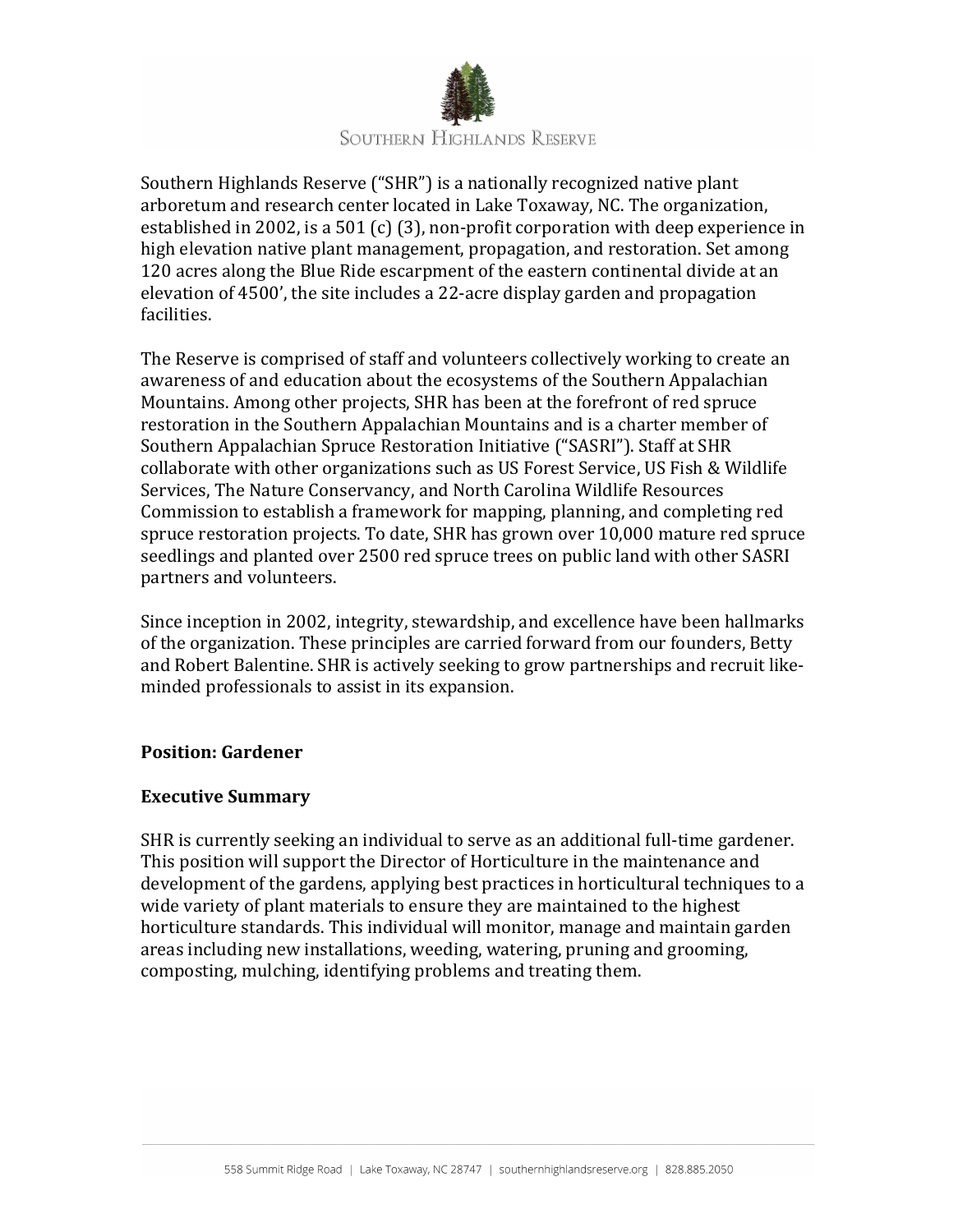Southern Highlands Reserve

Southern Highlands Reserve ("SHR") is a nationally recognized native plant arboretum and research center located in Lake Toxaway, NC. The organization, established in 2002, is a 501 (c) (3), non-profit corporation with deep experience in high elevation native plant management, propagation, and restoration. Set among 120 acres along the Blue Ride escarpment of the eastern continental divide at an elevation of 4500', the site includes a 22-acre display garden and propagation facilities.

The Reserve is comprised of staff and volunteers collectively working to create an awareness of and education about the ecosystems of the Southern Appalachian Mountains. Among other projects, SHR has been at the forefront of red spruce restoration in the Southern Appalachian Mountains and is a charter member of Southern Appalachian Spruce Restoration Initiative ("SASRI"). Staff at SHR collaborate with other organizations such as US Forest Service, US Fish & Wildlife Services, The Nature Conservancy, and North Carolina Wildlife Resources Commission to establish a framework for mapping, planning, and completing red spruce restoration projects. To date, SHR has grown over 10,000 mature red spruce seedlings and planted over 2500 red spruce trees on public land with other SASRI partners and volunteers.

Since inception in 2002, integrity, stewardship, and excellence have been hallmarks of the organization. These principles are carried forward from our founders, Betty and Robert Balentine. SHR is actively seeking to grow partnerships and recruit like-minded professionals to assist in its expansion.

**Position: Gardener**

**Executive Summary**

SHR is currently seeking an individual to serve as an additional full-time gardener. This position will support the Director of Horticulture in the maintenance and development of the gardens, applying best practices in horticultural techniques to a wide variety of plant materials to ensure they are maintained to the highest horticulture standards. This individual will monitor, manage and maintain garden areas including new installations, weeding, watering, pruning and grooming, composting, mulching, identifying problems and treating them.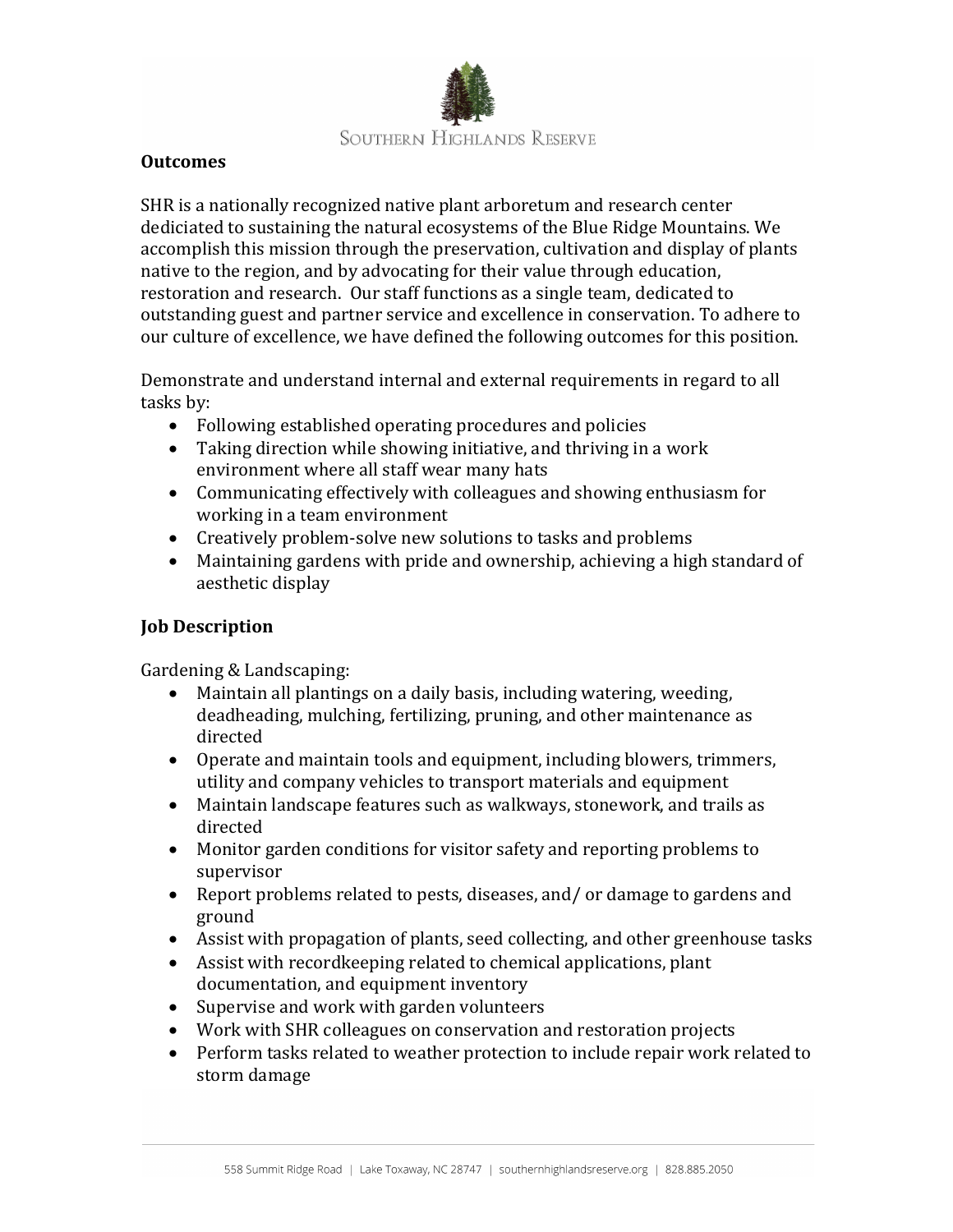## Outcomes

SHR is a nationally recognized native plant arboretum and research center dediciated to sustaining the natural ecosystems of the Blue Ridge Mountains. We accomplish this mission through the preservation, cultivation and display of plants native to the region, and by advocating for their value through education, restoration and research. Our staff functions as a single team, dedicated to outstanding guest and partner service and excellence in conservation. To adhere to our culture of excellence, we have defined the following outcomes for this position.

Demonstrate and understand internal and external requirements in regard to all tasks by:

- Following established operating procedures and policies
- Taking direction while showing initiative, and thriving in a work environment where all staff wear many hats
- Communicating effectively with colleagues and showing enthusiasm for working in a team environment
- Creatively problem-solve new solutions to tasks and problems
- Maintaining gardens with pride and ownership, achieving a high standard of aesthetic display

## Job Description

Gardening & Landscaping:

- Maintain all plantings on a daily basis, including watering, weeding, deadheading, mulching, fertilizing, pruning, and other maintenance as directed
- Operate and maintain tools and equipment, including blowers, trimmers, utility and company vehicles to transport materials and equipment
- Maintain landscape features such as walkways, stonework, and trails as directed
- Monitor garden conditions for visitor safety and reporting problems to supervisor
- Report problems related to pests, diseases, and/ or damage to gardens and ground
- Assist with propagation of plants, seed collecting, and other greenhouse tasks
- Assist with recordkeeping related to chemical applications, plant documentation, and equipment inventory
- Supervise and work with garden volunteers
- Work with SHR colleagues on conservation and restoration projects
- Perform tasks related to weather protection to include repair work related to storm damage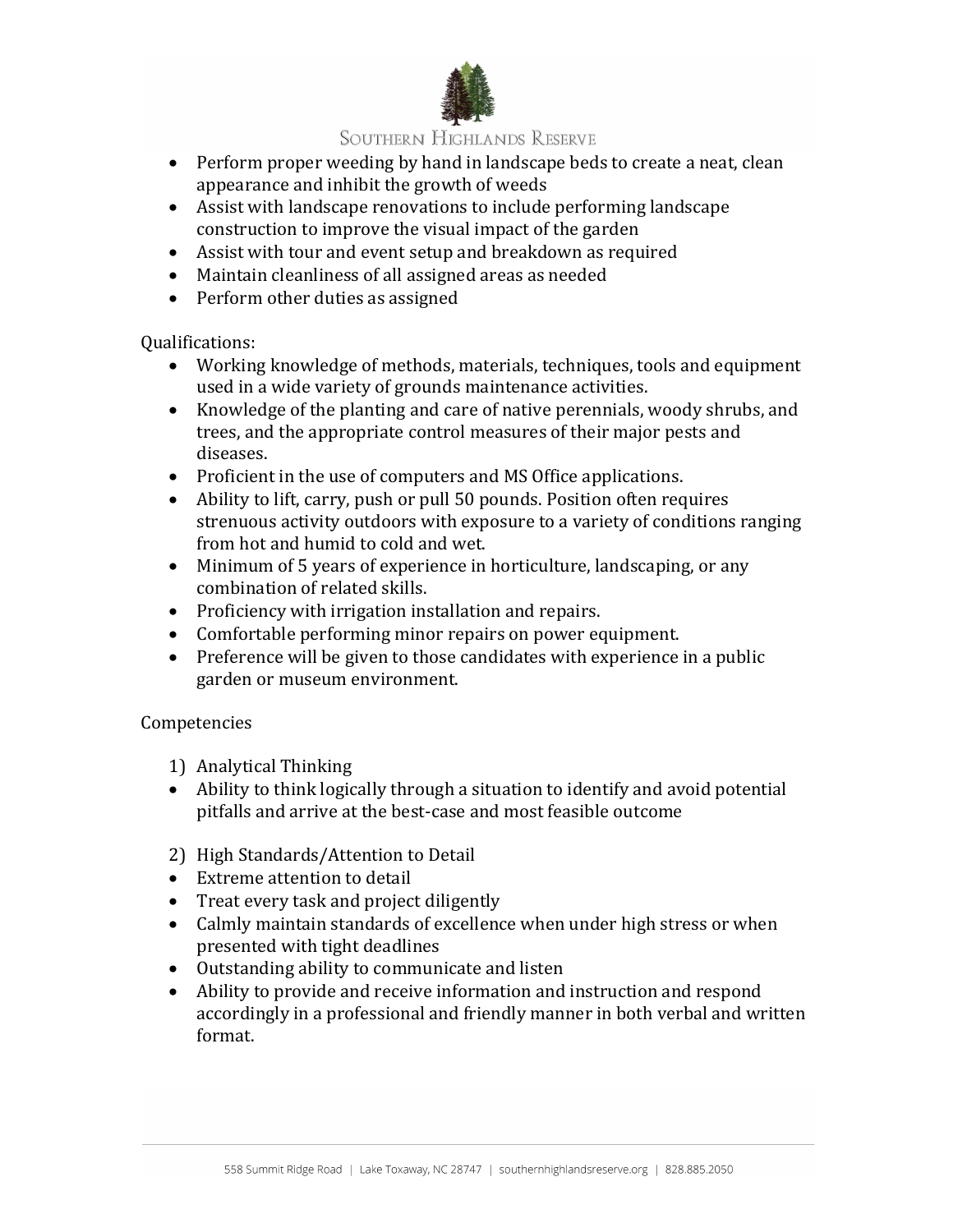- Perform proper weeding by hand in landscape beds to create a neat, clean appearance and inhibit the growth of weeds
- Assist with landscape renovations to include performing landscape construction to improve the visual impact of the garden
- Assist with tour and event setup and breakdown as required
- Maintain cleanliness of all assigned areas as needed
- Perform other duties as assigned

Qualifications:

- Working knowledge of methods, materials, techniques, tools and equipment used in a wide variety of grounds maintenance activities.
- Knowledge of the planting and care of native perennials, woody shrubs, and trees, and the appropriate control measures of their major pests and diseases.
- Proficient in the use of computers and MS Office applications.
- Ability to lift, carry, push or pull 50 pounds. Position often requires strenuous activity outdoors with exposure to a variety of conditions ranging from hot and humid to cold and wet.
- Minimum of 5 years of experience in horticulture, landscaping, or any combination of related skills.
- Proficiency with irrigation installation and repairs.
- Comfortable performing minor repairs on power equipment.
- Preference will be given to those candidates with experience in a public garden or museum environment.

Competencies

1) Analytical Thinking

- Ability to think logically through a situation to identify and avoid potential pitfalls and arrive at the best-case and most feasible outcome

2) High Standards/Attention to Detail

- Extreme attention to detail
- Treat every task and project diligently
- Calmly maintain standards of excellence when under high stress or when presented with tight deadlines
- Outstanding ability to communicate and listen
- Ability to provide and receive information and instruction and respond accordingly in a professional and friendly manner in both verbal and written format.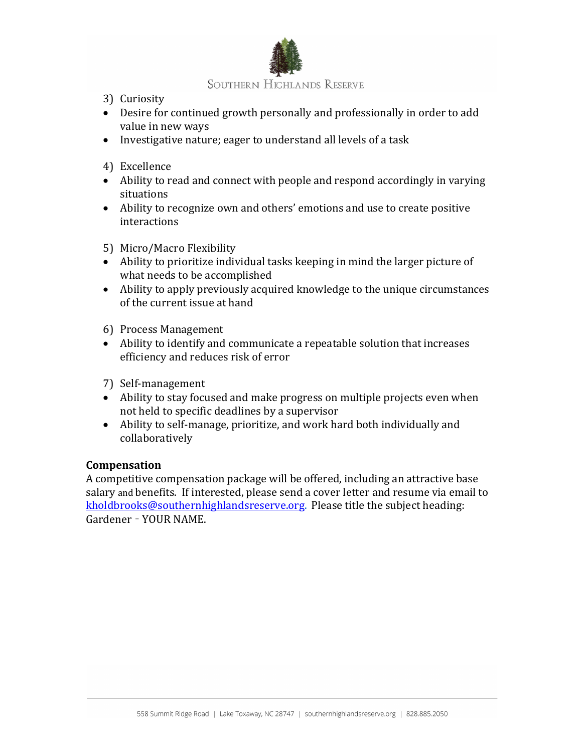3) Curiosity

- Desire for continued growth personally and professionally in order to add value in new ways
- Investigative nature; eager to understand all levels of a task

4) Excellence

- Ability to read and connect with people and respond accordingly in varying situations
- Ability to recognize own and others' emotions and use to create positive interactions

5) Micro/Macro Flexibility

- Ability to prioritize individual tasks keeping in mind the larger picture of what needs to be accomplished
- Ability to apply previously acquired knowledge to the unique circumstances of the current issue at hand

6) Process Management

- Ability to identify and communicate a repeatable solution that increases efficiency and reduces risk of error

7) Self-management

- Ability to stay focused and make progress on multiple projects even when not held to specific deadlines by a supervisor
- Ability to self-manage, prioritize, and work hard both individually and collaboratively

**Compensation**

A competitive compensation package will be offered, including an attractive base salary and benefits. If interested, please send a cover letter and resume via email to kholdbrooks@southernhighlandsreserve.org. Please title the subject heading: Gardener – YOUR NAME.